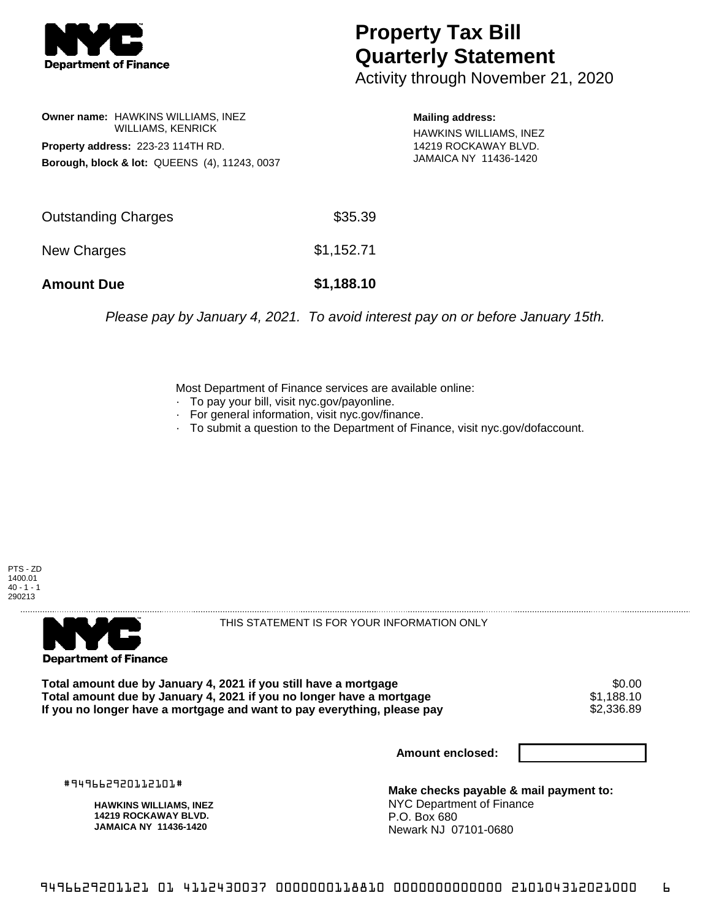# Property Tax Bill Quarterly Statement

Activity through November 21, 2020

**Owner name:** HAWKINS WILLIAMS, INEZ
WILLIAMS, KENRICK

**Property address:** 223-23 114TH RD.

**Borough, block & lot:** QUEENS (4), 11243, 0037

**Mailing address:**
HAWKINS WILLIAMS, INEZ
14219 ROCKAWAY BLVD.
JAMAICA NY 11436-1420

| | |
|---|---|
| Outstanding Charges | $35.39 |
| New Charges | $1,152.71 |
| **Amount Due** | **$1,188.10** |

*Please pay by January 4, 2021. To avoid interest pay on or before January 15th.*

Most Department of Finance services are available online:

- To pay your bill, visit nyc.gov/payonline.
- For general information, visit nyc.gov/finance.
- To submit a question to the Department of Finance, visit nyc.gov/dofaccount.

PTS - ZD
1400.01
40 - 1 - 1
290213

THIS STATEMENT IS FOR YOUR INFORMATION ONLY

| | |
|---|---|
| **Total amount due by January 4, 2021 if you still have a mortgage** | $0.00 |
| **Total amount due by January 4, 2021 if you no longer have a mortgage** | $1,188.10 |
| **If you no longer have a mortgage and want to pay everything, please pay** | $2,336.89 |

**Amount enclosed:**

#949662920112101#

**HAWKINS WILLIAMS, INEZ**
**14219 ROCKAWAY BLVD.**
**JAMAICA NY 11436-1420**

**Make checks payable & mail payment to:**
NYC Department of Finance
P.O. Box 680
Newark NJ 07101-0680

9496629201121 01 4112430037 0000000118810 0000000000000 210104312021000 6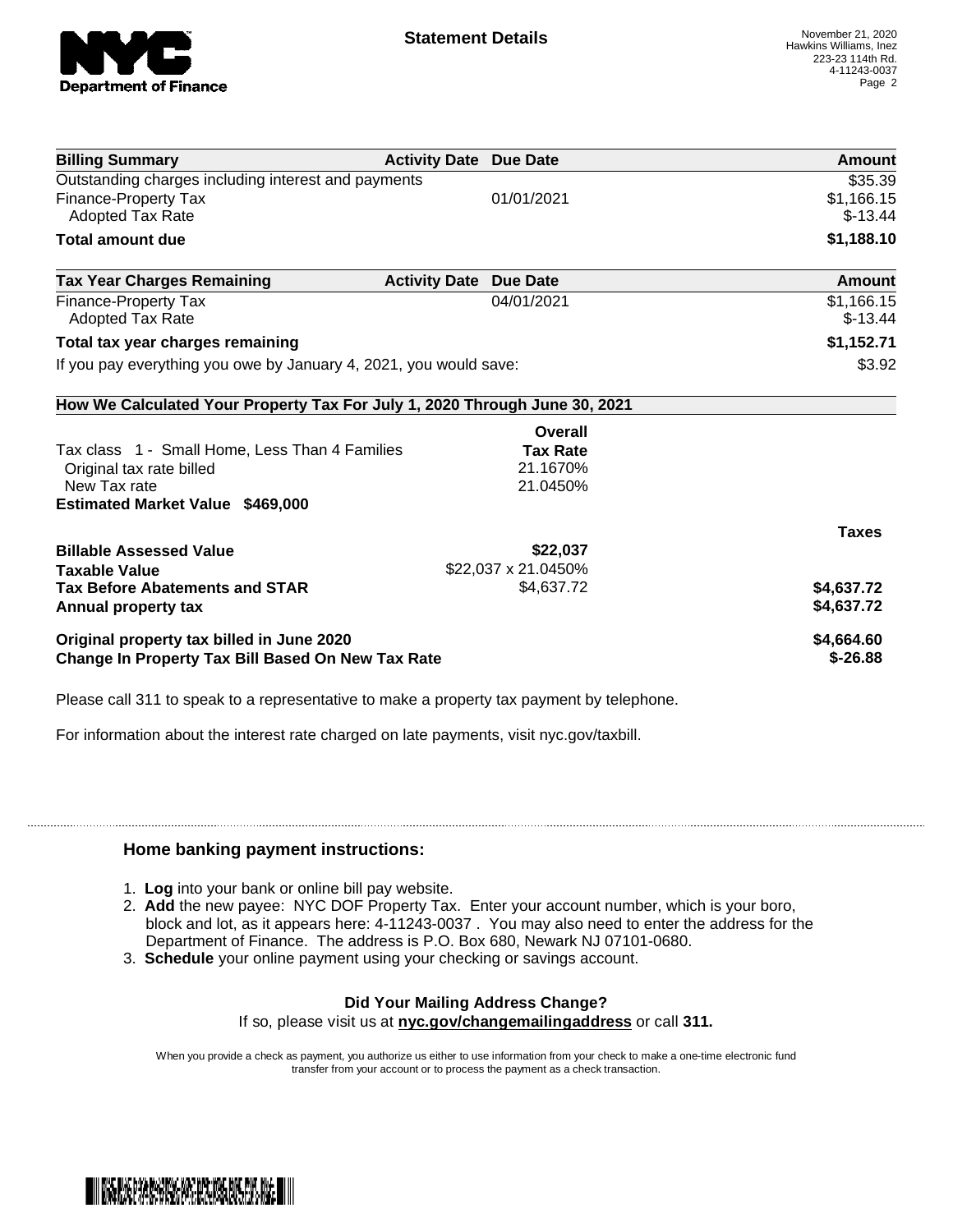**Statement Details**

November 21, 2020
Hawkins Williams, Inez
223-23 114th Rd.
4-11243-0037

| Billing Summary | Activity Date | Due Date | Amount |
|---|---|---|---|
| Outstanding charges including interest and payments | | | $35.39 |
| Finance-Property Tax | | 01/01/2021 | $1,166.15 |
| Adopted Tax Rate | | | $-13.44 |
| **Total amount due** | | | **$1,188.10** |

| Tax Year Charges Remaining | Activity Date | Due Date | Amount |
|---|---|---|---|
| Finance-Property Tax | | 04/01/2021 | $1,166.15 |
| Adopted Tax Rate | | | $-13.44 |
| **Total tax year charges remaining** | | | **$1,152.71** |
| If you pay everything you owe by January 4, 2021, you would save: | | | $3.92 |

**How We Calculated Your Property Tax For July 1, 2020 Through June 30, 2021**

| | Overall Tax Rate | |
|---|---|---|
| Tax class 1 - Small Home, Less Than 4 Families | | |
| Original tax rate billed | 21.1670% | |
| New Tax rate | 21.0450% | |
| **Estimated Market Value $469,000** | | |
| | | **Taxes** |
| **Billable Assessed Value** | **$22,037** | |
| **Taxable Value** | $22,037 x 21.0450% | |
| **Tax Before Abatements and STAR** | $4,637.72 | **$4,637.72** |
| **Annual property tax** | | **$4,637.72** |
| **Original property tax billed in June 2020** | | **$4,664.60** |
| **Change In Property Tax Bill Based On New Tax Rate** | | **$-26.88** |

Please call 311 to speak to a representative to make a property tax payment by telephone.

For information about the interest rate charged on late payments, visit nyc.gov/taxbill.

## Home banking payment instructions:

1. **Log** into your bank or online bill pay website.
2. **Add** the new payee: NYC DOF Property Tax. Enter your account number, which is your boro, block and lot, as it appears here: 4-11243-0037 . You may also need to enter the address for the Department of Finance. The address is P.O. Box 680, Newark NJ 07101-0680.
3. **Schedule** your online payment using your checking or savings account.

**Did Your Mailing Address Change?**

If so, please visit us at **nyc.gov/changemailingaddress** or call **311.**

When you provide a check as payment, you authorize us either to use information from your check to make a one-time electronic fund transfer from your account or to process the payment as a check transaction.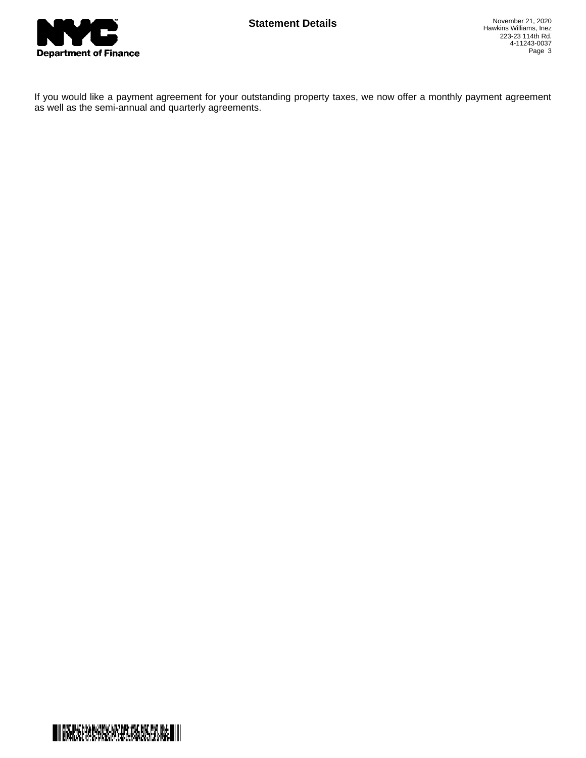If you would like a payment agreement for your outstanding property taxes, we now offer a monthly payment agreement as well as the semi-annual and quarterly agreements.